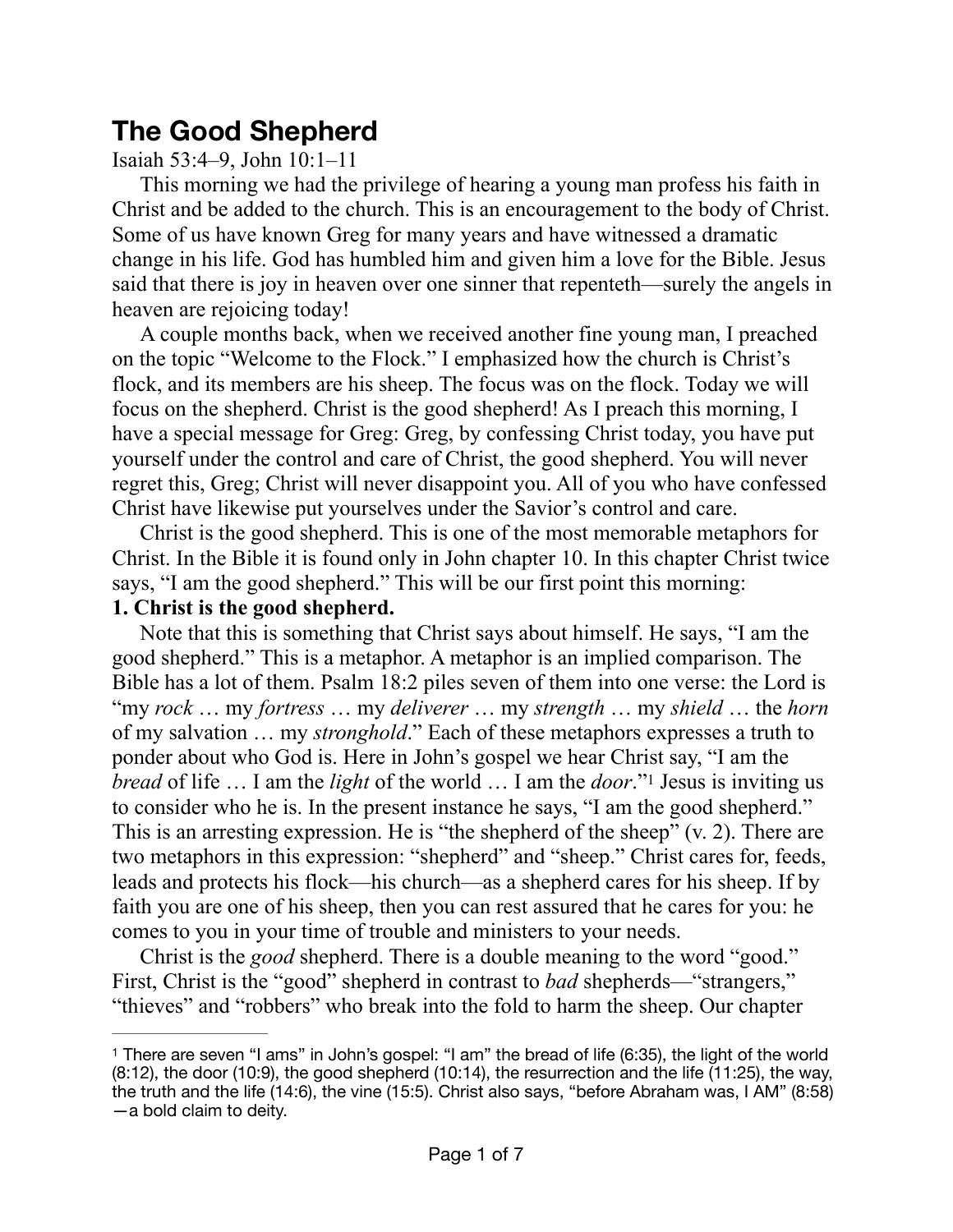# The Good Shepherd

Isaiah 53:4–9, John 10:1–11

This morning we had the privilege of hearing a young man profess his faith in Christ and be added to the church. This is an encouragement to the body of Christ. Some of us have known Greg for many years and have witnessed a dramatic change in his life. God has humbled him and given him a love for the Bible. Jesus said that there is joy in heaven over one sinner that repenteth—surely the angels in heaven are rejoicing today!

A couple months back, when we received another fine young man, I preached on the topic "Welcome to the Flock." I emphasized how the church is Christ's flock, and its members are his sheep. The focus was on the flock. Today we will focus on the shepherd. Christ is the good shepherd! As I preach this morning, I have a special message for Greg: Greg, by confessing Christ today, you have put yourself under the control and care of Christ, the good shepherd. You will never regret this, Greg; Christ will never disappoint you. All of you who have confessed Christ have likewise put yourselves under the Savior's control and care.

Christ is the good shepherd. This is one of the most memorable metaphors for Christ. In the Bible it is found only in John chapter 10. In this chapter Christ twice says, "I am the good shepherd." This will be our first point this morning:

**1. Christ is the good shepherd.**

Note that this is something that Christ says about himself. He says, "I am the good shepherd." This is a metaphor. A metaphor is an implied comparison. The Bible has a lot of them. Psalm 18:2 piles seven of them into one verse: the Lord is "my *rock* … my *fortress* … my *deliverer* … my *strength* … my *shield* … the *horn* of my salvation … my *stronghold*." Each of these metaphors expresses a truth to ponder about who God is. Here in John's gospel we hear Christ say, "I am the *bread* of life … I am the *light* of the world … I am the *door*."[1] Jesus is inviting us to consider who he is. In the present instance he says, "I am the good shepherd." This is an arresting expression. He is "the shepherd of the sheep" (v. 2). There are two metaphors in this expression: "shepherd" and "sheep." Christ cares for, feeds, leads and protects his flock—his church—as a shepherd cares for his sheep. If by faith you are one of his sheep, then you can rest assured that he cares for you: he comes to you in your time of trouble and ministers to your needs.

Christ is the *good* shepherd. There is a double meaning to the word "good." First, Christ is the "good" shepherd in contrast to *bad* shepherds—"strangers," "thieves" and "robbers" who break into the fold to harm the sheep. Our chapter

---

[1] There are seven "I ams" in John's gospel: "I am" the bread of life (6:35), the light of the world (8:12), the door (10:9), the good shepherd (10:14), the resurrection and the life (11:25), the way, the truth and the life (14:6), the vine (15:5). Christ also says, "before Abraham was, I AM" (8:58) —a bold claim to deity.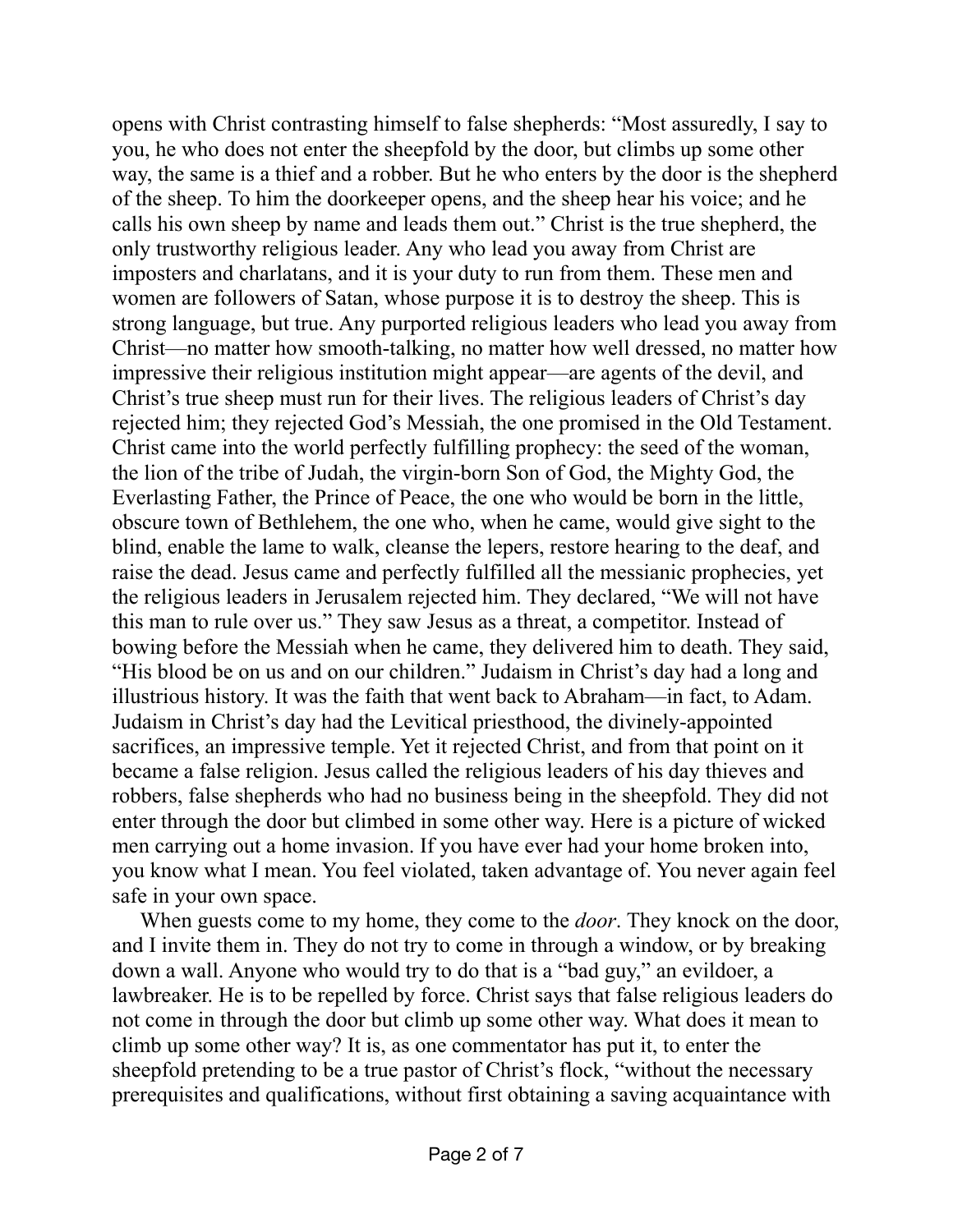opens with Christ contrasting himself to false shepherds: "Most assuredly, I say to you, he who does not enter the sheepfold by the door, but climbs up some other way, the same is a thief and a robber. But he who enters by the door is the shepherd of the sheep. To him the doorkeeper opens, and the sheep hear his voice; and he calls his own sheep by name and leads them out." Christ is the true shepherd, the only trustworthy religious leader. Any who lead you away from Christ are imposters and charlatans, and it is your duty to run from them. These men and women are followers of Satan, whose purpose it is to destroy the sheep. This is strong language, but true. Any purported religious leaders who lead you away from Christ—no matter how smooth-talking, no matter how well dressed, no matter how impressive their religious institution might appear—are agents of the devil, and Christ's true sheep must run for their lives. The religious leaders of Christ's day rejected him; they rejected God's Messiah, the one promised in the Old Testament. Christ came into the world perfectly fulfilling prophecy: the seed of the woman, the lion of the tribe of Judah, the virgin-born Son of God, the Mighty God, the Everlasting Father, the Prince of Peace, the one who would be born in the little, obscure town of Bethlehem, the one who, when he came, would give sight to the blind, enable the lame to walk, cleanse the lepers, restore hearing to the deaf, and raise the dead. Jesus came and perfectly fulfilled all the messianic prophecies, yet the religious leaders in Jerusalem rejected him. They declared, "We will not have this man to rule over us." They saw Jesus as a threat, a competitor. Instead of bowing before the Messiah when he came, they delivered him to death. They said, "His blood be on us and on our children." Judaism in Christ's day had a long and illustrious history. It was the faith that went back to Abraham—in fact, to Adam. Judaism in Christ's day had the Levitical priesthood, the divinely-appointed sacrifices, an impressive temple. Yet it rejected Christ, and from that point on it became a false religion. Jesus called the religious leaders of his day thieves and robbers, false shepherds who had no business being in the sheepfold. They did not enter through the door but climbed in some other way. Here is a picture of wicked men carrying out a home invasion. If you have ever had your home broken into, you know what I mean. You feel violated, taken advantage of. You never again feel safe in your own space.

When guests come to my home, they come to the *door*. They knock on the door, and I invite them in. They do not try to come in through a window, or by breaking down a wall. Anyone who would try to do that is a "bad guy," an evildoer, a lawbreaker. He is to be repelled by force. Christ says that false religious leaders do not come in through the door but climb up some other way. What does it mean to climb up some other way? It is, as one commentator has put it, to enter the sheepfold pretending to be a true pastor of Christ's flock, "without the necessary prerequisites and qualifications, without first obtaining a saving acquaintance with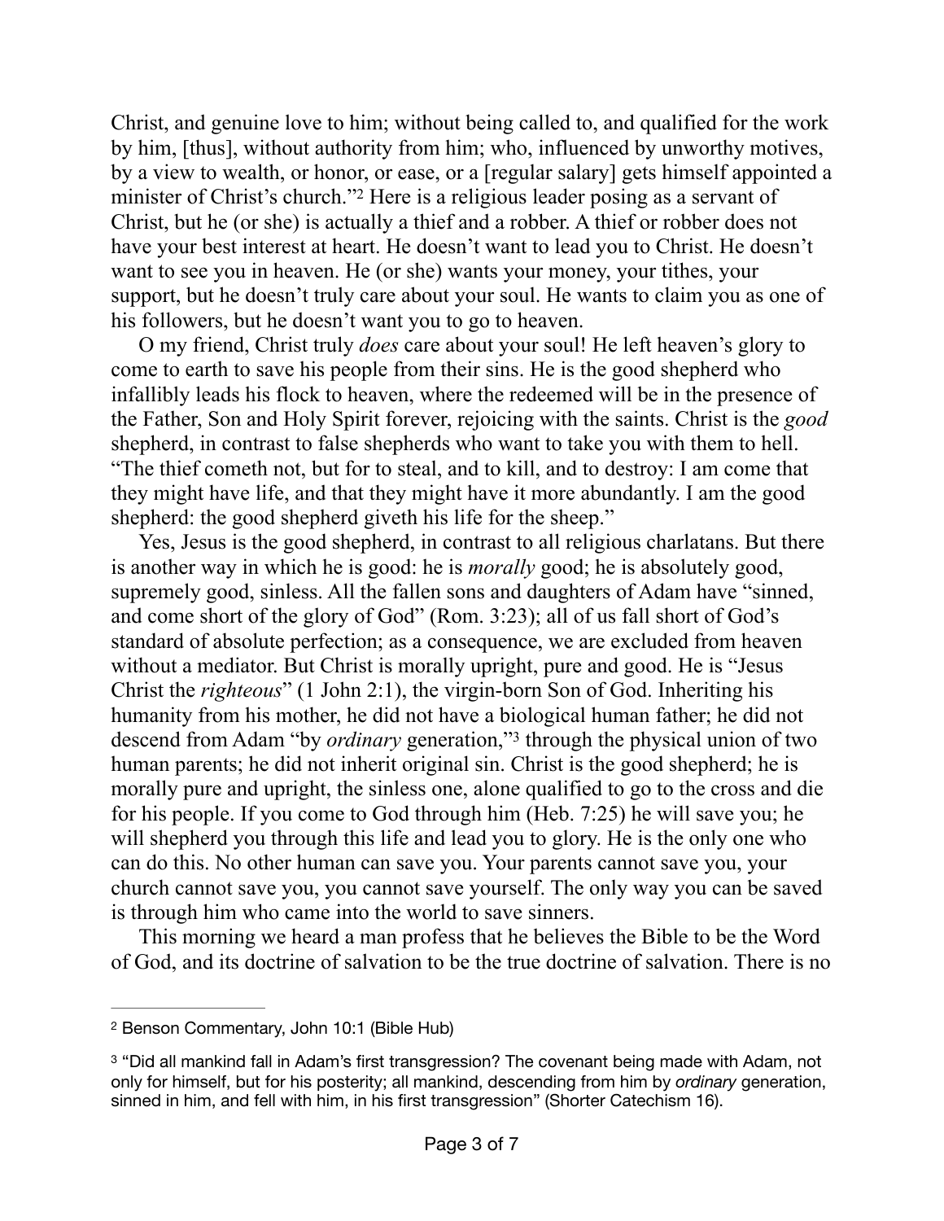Christ, and genuine love to him; without being called to, and qualified for the work by him, [thus], without authority from him; who, influenced by unworthy motives, by a view to wealth, or honor, or ease, or a [regular salary] gets himself appointed a minister of Christ's church."[2] Here is a religious leader posing as a servant of Christ, but he (or she) is actually a thief and a robber. A thief or robber does not have your best interest at heart. He doesn't want to lead you to Christ. He doesn't want to see you in heaven. He (or she) wants your money, your tithes, your support, but he doesn't truly care about your soul. He wants to claim you as one of his followers, but he doesn't want you to go to heaven.

O my friend, Christ truly *does* care about your soul! He left heaven's glory to come to earth to save his people from their sins. He is the good shepherd who infallibly leads his flock to heaven, where the redeemed will be in the presence of the Father, Son and Holy Spirit forever, rejoicing with the saints. Christ is the *good* shepherd, in contrast to false shepherds who want to take you with them to hell. "The thief cometh not, but for to steal, and to kill, and to destroy: I am come that they might have life, and that they might have it more abundantly. I am the good shepherd: the good shepherd giveth his life for the sheep."

Yes, Jesus is the good shepherd, in contrast to all religious charlatans. But there is another way in which he is good: he is *morally* good; he is absolutely good, supremely good, sinless. All the fallen sons and daughters of Adam have "sinned, and come short of the glory of God" (Rom. 3:23); all of us fall short of God's standard of absolute perfection; as a consequence, we are excluded from heaven without a mediator. But Christ is morally upright, pure and good. He is "Jesus Christ the *righteous*" (1 John 2:1), the virgin-born Son of God. Inheriting his humanity from his mother, he did not have a biological human father; he did not descend from Adam "by *ordinary* generation,"[3] through the physical union of two human parents; he did not inherit original sin. Christ is the good shepherd; he is morally pure and upright, the sinless one, alone qualified to go to the cross and die for his people. If you come to God through him (Heb. 7:25) he will save you; he will shepherd you through this life and lead you to glory. He is the only one who can do this. No other human can save you. Your parents cannot save you, your church cannot save you, you cannot save yourself. The only way you can be saved is through him who came into the world to save sinners.

This morning we heard a man profess that he believes the Bible to be the Word of God, and its doctrine of salvation to be the true doctrine of salvation. There is no

---

[2] Benson Commentary, John 10:1 (Bible Hub)

[3] "Did all mankind fall in Adam's first transgression? The covenant being made with Adam, not only for himself, but for his posterity; all mankind, descending from him by *ordinary* generation, sinned in him, and fell with him, in his first transgression" (Shorter Catechism 16).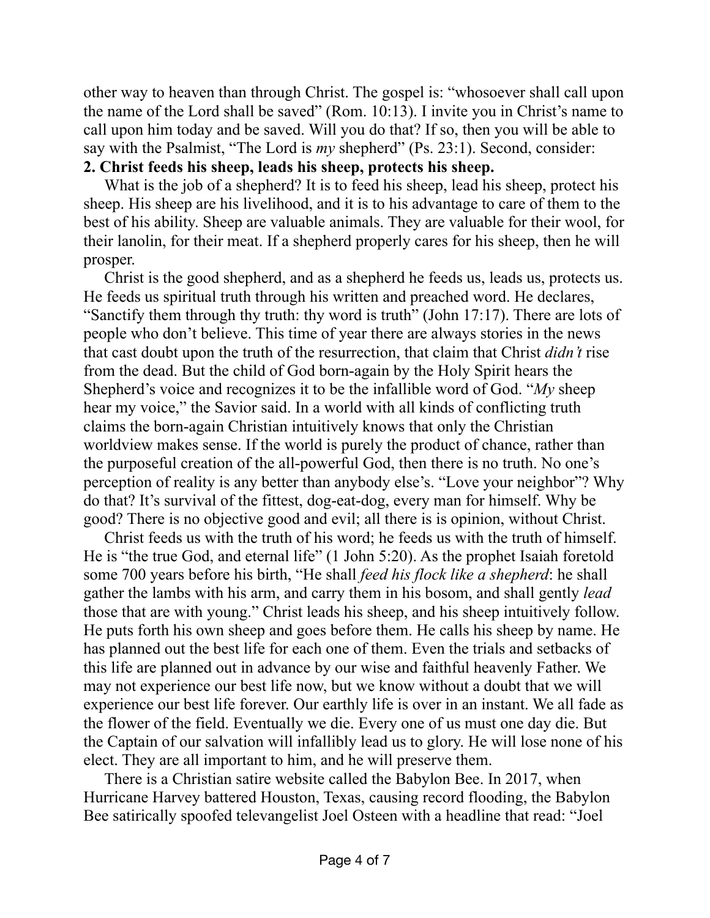other way to heaven than through Christ. The gospel is: "whosoever shall call upon the name of the Lord shall be saved" (Rom. 10:13). I invite you in Christ's name to call upon him today and be saved. Will you do that? If so, then you will be able to say with the Psalmist, "The Lord is *my* shepherd" (Ps. 23:1). Second, consider:

**2. Christ feeds his sheep, leads his sheep, protects his sheep.**

What is the job of a shepherd? It is to feed his sheep, lead his sheep, protect his sheep. His sheep are his livelihood, and it is to his advantage to care of them to the best of his ability. Sheep are valuable animals. They are valuable for their wool, for their lanolin, for their meat. If a shepherd properly cares for his sheep, then he will prosper.

Christ is the good shepherd, and as a shepherd he feeds us, leads us, protects us. He feeds us spiritual truth through his written and preached word. He declares, "Sanctify them through thy truth: thy word is truth" (John 17:17). There are lots of people who don't believe. This time of year there are always stories in the news that cast doubt upon the truth of the resurrection, that claim that Christ *didn't* rise from the dead. But the child of God born-again by the Holy Spirit hears the Shepherd's voice and recognizes it to be the infallible word of God. "*My* sheep hear my voice," the Savior said. In a world with all kinds of conflicting truth claims the born-again Christian intuitively knows that only the Christian worldview makes sense. If the world is purely the product of chance, rather than the purposeful creation of the all-powerful God, then there is no truth. No one's perception of reality is any better than anybody else's. "Love your neighbor"? Why do that? It's survival of the fittest, dog-eat-dog, every man for himself. Why be good? There is no objective good and evil; all there is is opinion, without Christ.

Christ feeds us with the truth of his word; he feeds us with the truth of himself. He is "the true God, and eternal life" (1 John 5:20). As the prophet Isaiah foretold some 700 years before his birth, "He shall *feed his flock like a shepherd*: he shall gather the lambs with his arm, and carry them in his bosom, and shall gently *lead* those that are with young." Christ leads his sheep, and his sheep intuitively follow. He puts forth his own sheep and goes before them. He calls his sheep by name. He has planned out the best life for each one of them. Even the trials and setbacks of this life are planned out in advance by our wise and faithful heavenly Father. We may not experience our best life now, but we know without a doubt that we will experience our best life forever. Our earthly life is over in an instant. We all fade as the flower of the field. Eventually we die. Every one of us must one day die. But the Captain of our salvation will infallibly lead us to glory. He will lose none of his elect. They are all important to him, and he will preserve them.

There is a Christian satire website called the Babylon Bee. In 2017, when Hurricane Harvey battered Houston, Texas, causing record flooding, the Babylon Bee satirically spoofed televangelist Joel Osteen with a headline that read: "Joel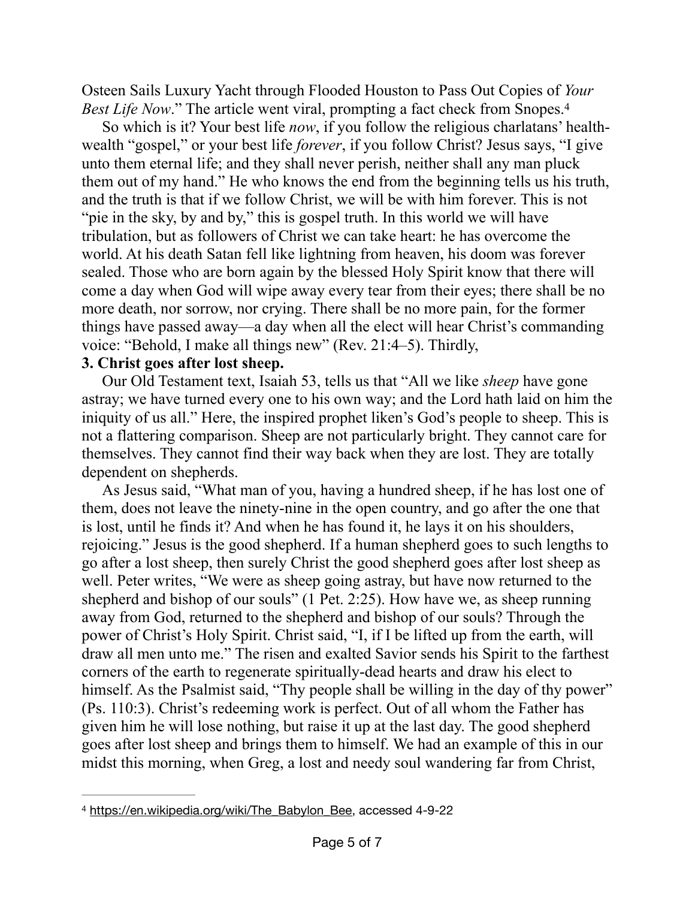Osteen Sails Luxury Yacht through Flooded Houston to Pass Out Copies of *Your Best Life Now*." The article went viral, prompting a fact check from Snopes.[4]

So which is it? Your best life *now*, if you follow the religious charlatans' health-wealth "gospel," or your best life *forever*, if you follow Christ? Jesus says, "I give unto them eternal life; and they shall never perish, neither shall any man pluck them out of my hand." He who knows the end from the beginning tells us his truth, and the truth is that if we follow Christ, we will be with him forever. This is not "pie in the sky, by and by," this is gospel truth. In this world we will have tribulation, but as followers of Christ we can take heart: he has overcome the world. At his death Satan fell like lightning from heaven, his doom was forever sealed. Those who are born again by the blessed Holy Spirit know that there will come a day when God will wipe away every tear from their eyes; there shall be no more death, nor sorrow, nor crying. There shall be no more pain, for the former things have passed away—a day when all the elect will hear Christ's commanding voice: "Behold, I make all things new" (Rev. 21:4–5). Thirdly,

**3. Christ goes after lost sheep.**

Our Old Testament text, Isaiah 53, tells us that "All we like *sheep* have gone astray; we have turned every one to his own way; and the Lord hath laid on him the iniquity of us all." Here, the inspired prophet liken's God's people to sheep. This is not a flattering comparison. Sheep are not particularly bright. They cannot care for themselves. They cannot find their way back when they are lost. They are totally dependent on shepherds.

As Jesus said, "What man of you, having a hundred sheep, if he has lost one of them, does not leave the ninety-nine in the open country, and go after the one that is lost, until he finds it? And when he has found it, he lays it on his shoulders, rejoicing." Jesus is the good shepherd. If a human shepherd goes to such lengths to go after a lost sheep, then surely Christ the good shepherd goes after lost sheep as well. Peter writes, "We were as sheep going astray, but have now returned to the shepherd and bishop of our souls" (1 Pet. 2:25). How have we, as sheep running away from God, returned to the shepherd and bishop of our souls? Through the power of Christ's Holy Spirit. Christ said, "I, if I be lifted up from the earth, will draw all men unto me." The risen and exalted Savior sends his Spirit to the farthest corners of the earth to regenerate spiritually-dead hearts and draw his elect to himself. As the Psalmist said, "Thy people shall be willing in the day of thy power" (Ps. 110:3). Christ's redeeming work is perfect. Out of all whom the Father has given him he will lose nothing, but raise it up at the last day. The good shepherd goes after lost sheep and brings them to himself. We had an example of this in our midst this morning, when Greg, a lost and needy soul wandering far from Christ,

---

[4] https://en.wikipedia.org/wiki/The_Babylon_Bee, accessed 4-9-22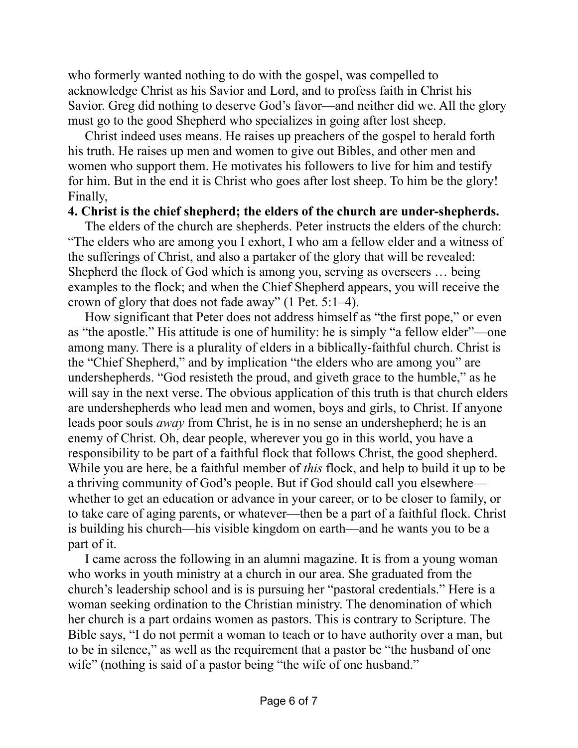who formerly wanted nothing to do with the gospel, was compelled to acknowledge Christ as his Savior and Lord, and to profess faith in Christ his Savior. Greg did nothing to deserve God's favor—and neither did we. All the glory must go to the good Shepherd who specializes in going after lost sheep.

Christ indeed uses means. He raises up preachers of the gospel to herald forth his truth. He raises up men and women to give out Bibles, and other men and women who support them. He motivates his followers to live for him and testify for him. But in the end it is Christ who goes after lost sheep. To him be the glory! Finally,

**4. Christ is the chief shepherd; the elders of the church are under-shepherds.**

The elders of the church are shepherds. Peter instructs the elders of the church: "The elders who are among you I exhort, I who am a fellow elder and a witness of the sufferings of Christ, and also a partaker of the glory that will be revealed: Shepherd the flock of God which is among you, serving as overseers … being examples to the flock; and when the Chief Shepherd appears, you will receive the crown of glory that does not fade away" (1 Pet. 5:1–4).

How significant that Peter does not address himself as "the first pope," or even as "the apostle." His attitude is one of humility: he is simply "a fellow elder"—one among many. There is a plurality of elders in a biblically-faithful church. Christ is the "Chief Shepherd," and by implication "the elders who are among you" are undershepherds. "God resisteth the proud, and giveth grace to the humble," as he will say in the next verse. The obvious application of this truth is that church elders are undershepherds who lead men and women, boys and girls, to Christ. If anyone leads poor souls *away* from Christ, he is in no sense an undershepherd; he is an enemy of Christ. Oh, dear people, wherever you go in this world, you have a responsibility to be part of a faithful flock that follows Christ, the good shepherd. While you are here, be a faithful member of *this* flock, and help to build it up to be a thriving community of God's people. But if God should call you elsewhere—whether to get an education or advance in your career, or to be closer to family, or to take care of aging parents, or whatever—then be a part of a faithful flock. Christ is building his church—his visible kingdom on earth—and he wants you to be a part of it.

I came across the following in an alumni magazine. It is from a young woman who works in youth ministry at a church in our area. She graduated from the church's leadership school and is is pursuing her "pastoral credentials." Here is a woman seeking ordination to the Christian ministry. The denomination of which her church is a part ordains women as pastors. This is contrary to Scripture. The Bible says, "I do not permit a woman to teach or to have authority over a man, but to be in silence," as well as the requirement that a pastor be "the husband of one wife" (nothing is said of a pastor being "the wife of one husband."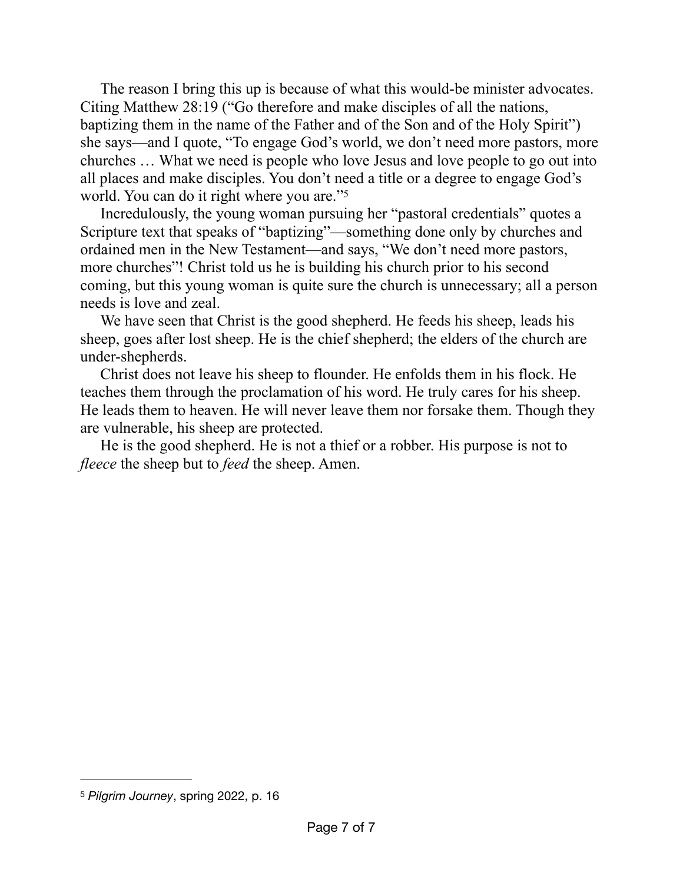The reason I bring this up is because of what this would-be minister advocates. Citing Matthew 28:19 ("Go therefore and make disciples of all the nations, baptizing them in the name of the Father and of the Son and of the Holy Spirit") she says—and I quote, "To engage God's world, we don't need more pastors, more churches … What we need is people who love Jesus and love people to go out into all places and make disciples. You don't need a title or a degree to engage God's world. You can do it right where you are."[5]

Incredulously, the young woman pursuing her "pastoral credentials" quotes a Scripture text that speaks of "baptizing"—something done only by churches and ordained men in the New Testament—and says, "We don't need more pastors, more churches"! Christ told us he is building his church prior to his second coming, but this young woman is quite sure the church is unnecessary; all a person needs is love and zeal.

We have seen that Christ is the good shepherd. He feeds his sheep, leads his sheep, goes after lost sheep. He is the chief shepherd; the elders of the church are under-shepherds.

Christ does not leave his sheep to flounder. He enfolds them in his flock. He teaches them through the proclamation of his word. He truly cares for his sheep. He leads them to heaven. He will never leave them nor forsake them. Though they are vulnerable, his sheep are protected.

He is the good shepherd. He is not a thief or a robber. His purpose is not to *fleece* the sheep but to *feed* the sheep. Amen.

---

[5] *Pilgrim Journey*, spring 2022, p. 16